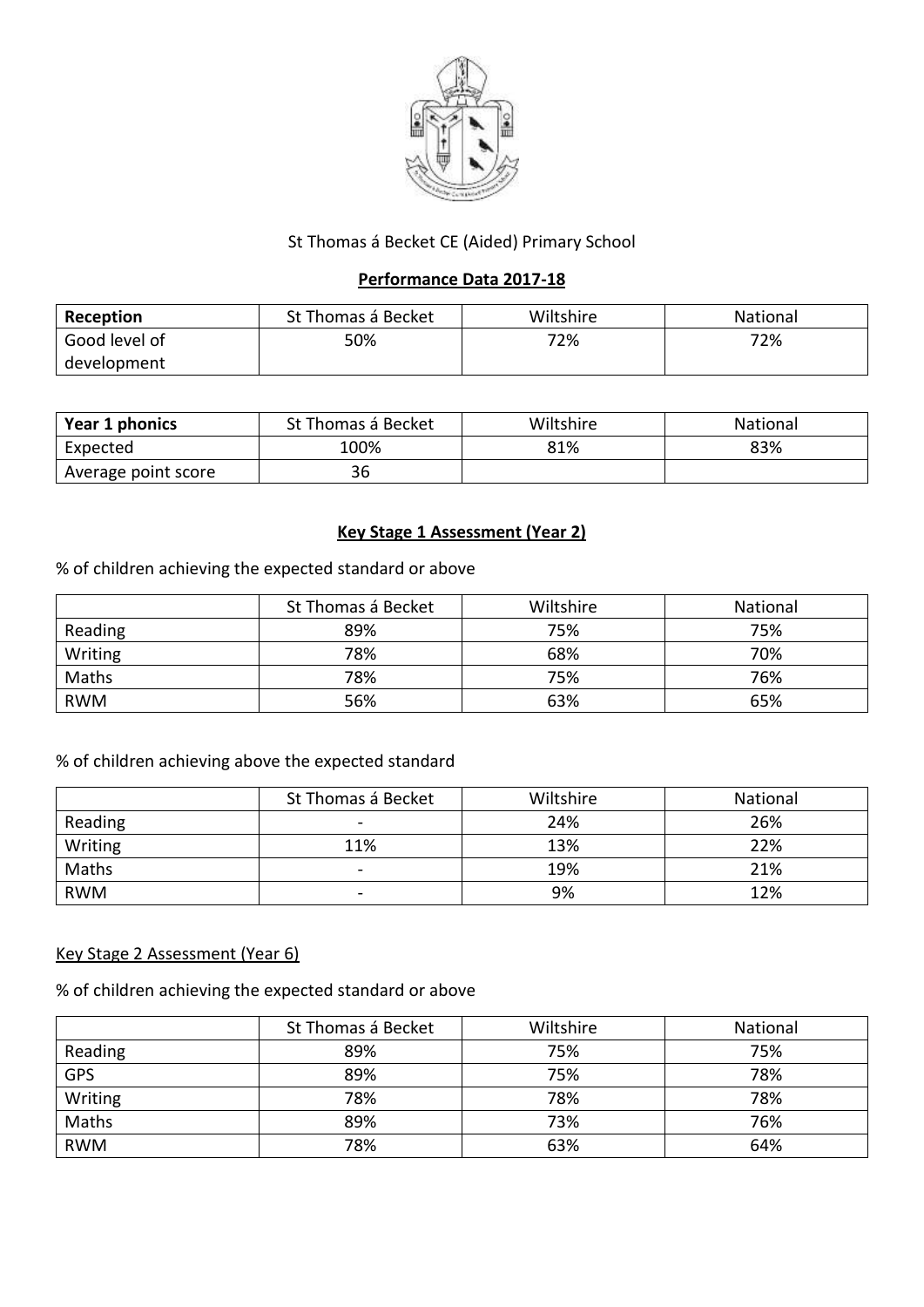St Thomas á Becket CE (Aided) Primary School

## Performance Data 2017-18

| **Reception** | St Thomas á Becket | Wiltshire | National |
|---|---|---|---|
| Good level of development | 50% | 72% | 72% |

| **Year 1 phonics** | St Thomas á Becket | Wiltshire | National |
|---|---|---|---|
| Expected | 100% | 81% | 83% |
| Average point score | 36 | | |

## Key Stage 1 Assessment (Year 2)

% of children achieving the expected standard or above

| | St Thomas á Becket | Wiltshire | National |
|---|---|---|---|
| Reading | 89% | 75% | 75% |
| Writing | 78% | 68% | 70% |
| Maths | 78% | 75% | 76% |
| RWM | 56% | 63% | 65% |

% of children achieving above the expected standard

| | St Thomas á Becket | Wiltshire | National |
|---|---|---|---|
| Reading | - | 24% | 26% |
| Writing | 11% | 13% | 22% |
| Maths | - | 19% | 21% |
| RWM | - | 9% | 12% |

## Key Stage 2 Assessment (Year 6)

% of children achieving the expected standard or above

| | St Thomas á Becket | Wiltshire | National |
|---|---|---|---|
| Reading | 89% | 75% | 75% |
| GPS | 89% | 75% | 78% |
| Writing | 78% | 78% | 78% |
| Maths | 89% | 73% | 76% |
| RWM | 78% | 63% | 64% |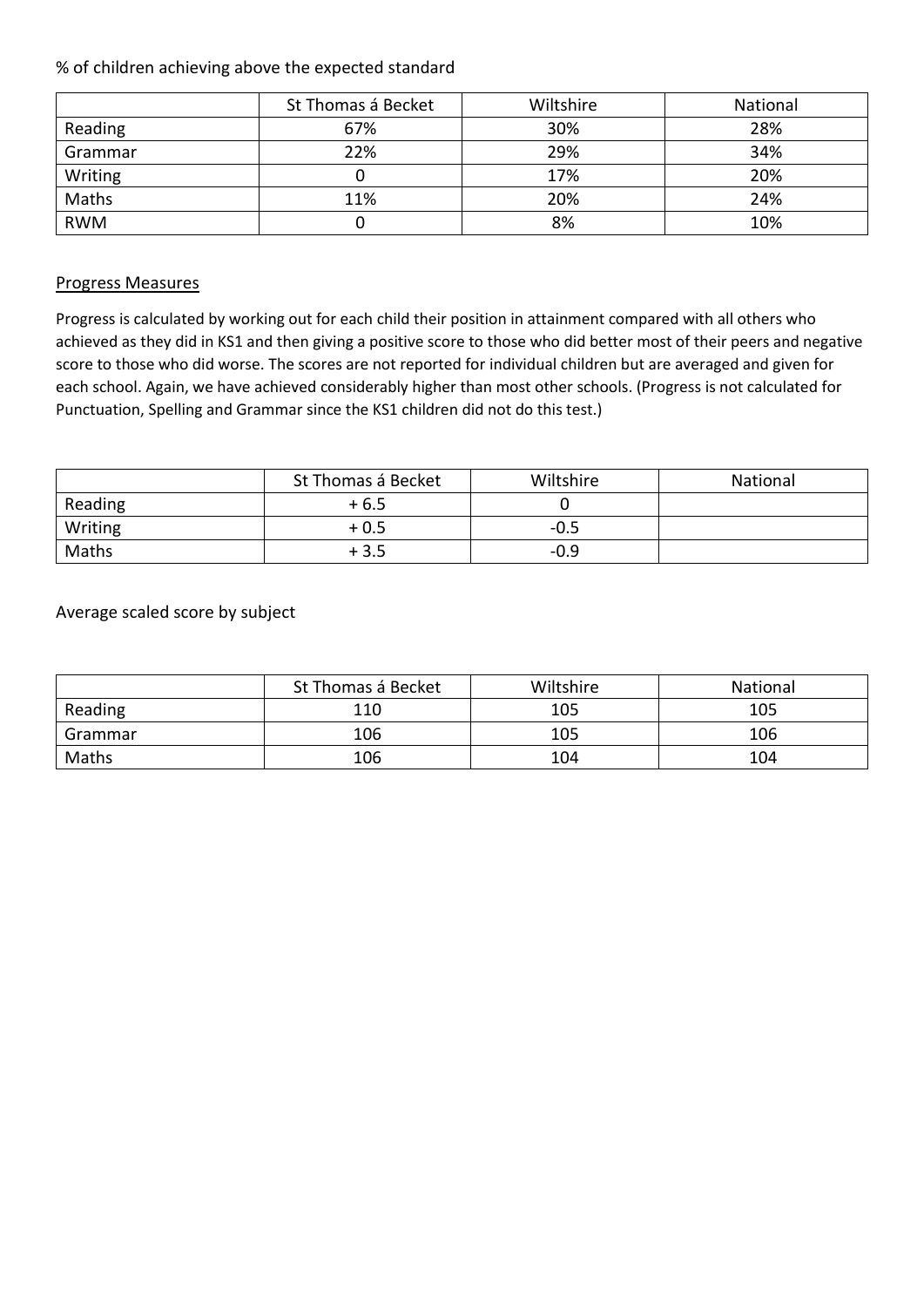% of children achieving above the expected standard

| | St Thomas á Becket | Wiltshire | National |
|---|---|---|---|
| Reading | 67% | 30% | 28% |
| Grammar | 22% | 29% | 34% |
| Writing | 0 | 17% | 20% |
| Maths | 11% | 20% | 24% |
| RWM | 0 | 8% | 10% |

## Progress Measures

Progress is calculated by working out for each child their position in attainment compared with all others who achieved as they did in KS1 and then giving a positive score to those who did better most of their peers and negative score to those who did worse. The scores are not reported for individual children but are averaged and given for each school. Again, we have achieved considerably higher than most other schools. (Progress is not calculated for Punctuation, Spelling and Grammar since the KS1 children did not do this test.)

| | St Thomas á Becket | Wiltshire | National |
|---|---|---|---|
| Reading | + 6.5 | 0 | |
| Writing | + 0.5 | -0.5 | |
| Maths | + 3.5 | -0.9 | |

Average scaled score by subject

| | St Thomas á Becket | Wiltshire | National |
|---|---|---|---|
| Reading | 110 | 105 | 105 |
| Grammar | 106 | 105 | 106 |
| Maths | 106 | 104 | 104 |